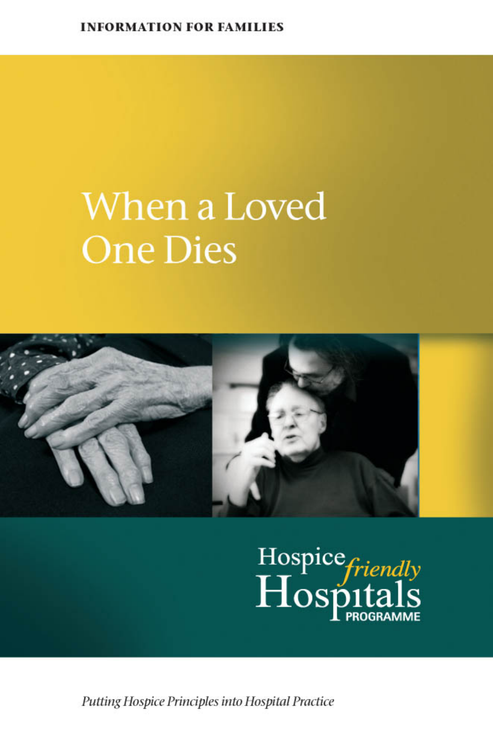INFORMATION FOR FAMILIES

# When a Loved One Dies

Hospice *friendly* Hospitals PROGRAMME

*Putting Hospice Principles into Hospital Practice*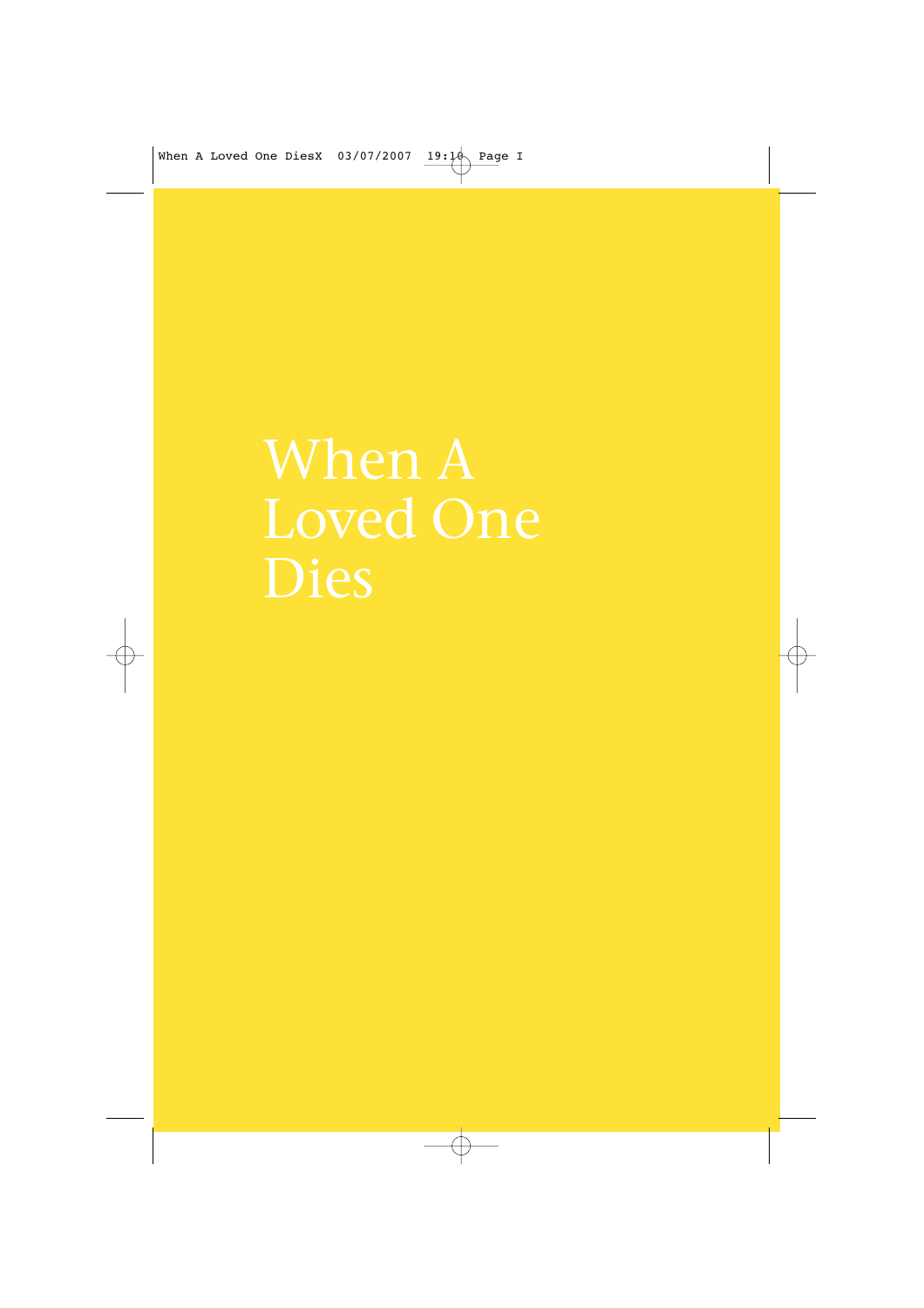# When A Loved One Dies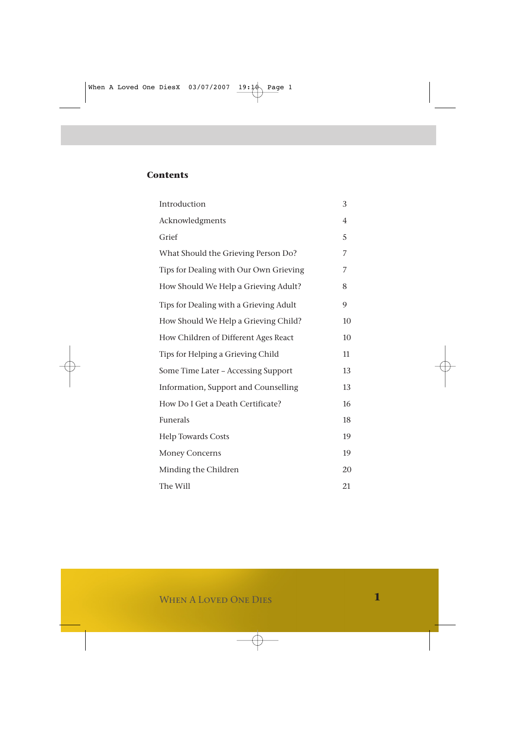## Contents

| | |
|---|---|
| Introduction | 3 |
| Acknowledgments | 4 |
| Grief | 5 |
| What Should the Grieving Person Do? | 7 |
| Tips for Dealing with Our Own Grieving | 7 |
| How Should We Help a Grieving Adult? | 8 |
| Tips for Dealing with a Grieving Adult | 9 |
| How Should We Help a Grieving Child? | 10 |
| How Children of Different Ages React | 10 |
| Tips for Helping a Grieving Child | 11 |
| Some Time Later – Accessing Support | 13 |
| Information, Support and Counselling | 13 |
| How Do I Get a Death Certificate? | 16 |
| Funerals | 18 |
| Help Towards Costs | 19 |
| Money Concerns | 19 |
| Minding the Children | 20 |
| The Will | 21 |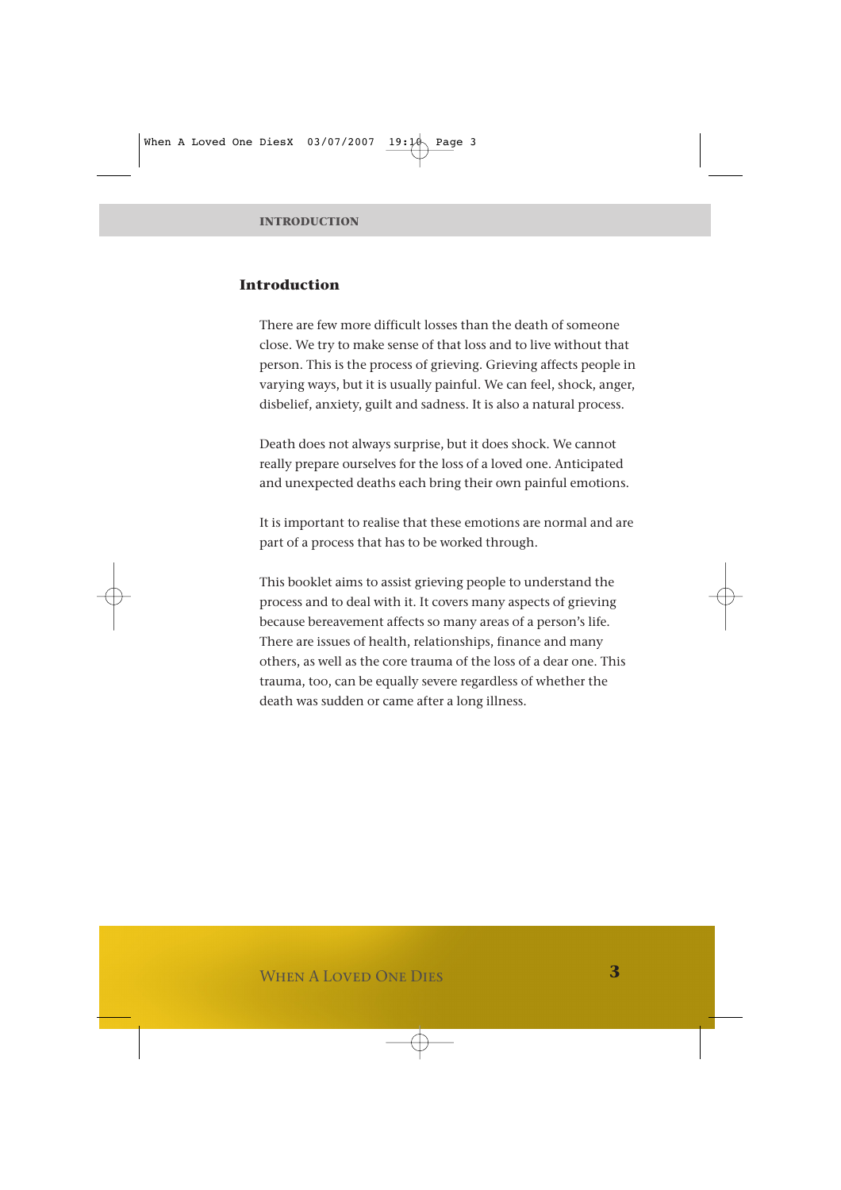## Introduction

There are few more difficult losses than the death of someone close. We try to make sense of that loss and to live without that person. This is the process of grieving. Grieving affects people in varying ways, but it is usually painful. We can feel, shock, anger, disbelief, anxiety, guilt and sadness. It is also a natural process.

Death does not always surprise, but it does shock. We cannot really prepare ourselves for the loss of a loved one. Anticipated and unexpected deaths each bring their own painful emotions.

It is important to realise that these emotions are normal and are part of a process that has to be worked through.

This booklet aims to assist grieving people to understand the process and to deal with it. It covers many aspects of grieving because bereavement affects so many areas of a person's life. There are issues of health, relationships, finance and many others, as well as the core trauma of the loss of a dear one. This trauma, too, can be equally severe regardless of whether the death was sudden or came after a long illness.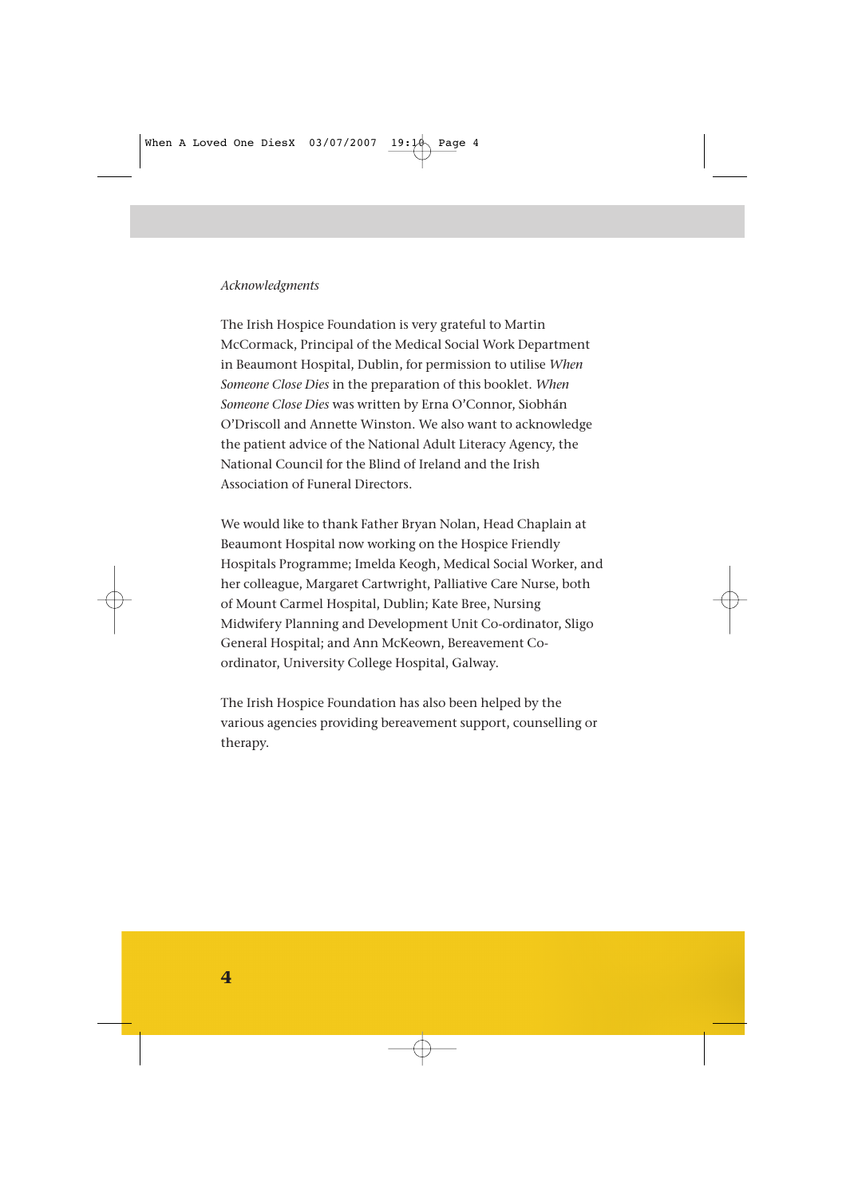*Acknowledgments*

The Irish Hospice Foundation is very grateful to Martin McCormack, Principal of the Medical Social Work Department in Beaumont Hospital, Dublin, for permission to utilise *When Someone Close Dies* in the preparation of this booklet. *When Someone Close Dies* was written by Erna O'Connor, Siobhán O'Driscoll and Annette Winston. We also want to acknowledge the patient advice of the National Adult Literacy Agency, the National Council for the Blind of Ireland and the Irish Association of Funeral Directors.

We would like to thank Father Bryan Nolan, Head Chaplain at Beaumont Hospital now working on the Hospice Friendly Hospitals Programme; Imelda Keogh, Medical Social Worker, and her colleague, Margaret Cartwright, Palliative Care Nurse, both of Mount Carmel Hospital, Dublin; Kate Bree, Nursing Midwifery Planning and Development Unit Co-ordinator, Sligo General Hospital; and Ann McKeown, Bereavement Co-ordinator, University College Hospital, Galway.

The Irish Hospice Foundation has also been helped by the various agencies providing bereavement support, counselling or therapy.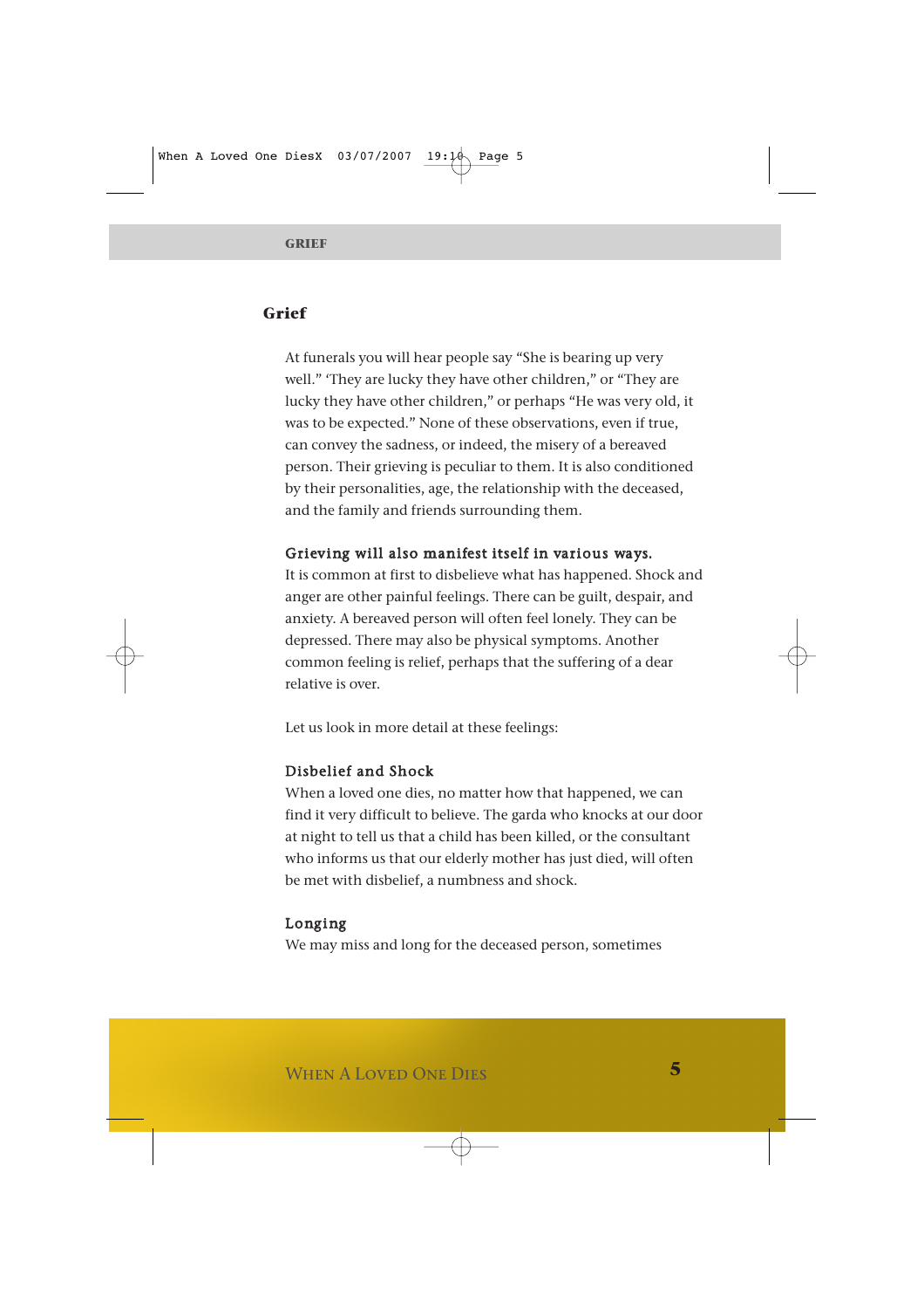## Grief

At funerals you will hear people say “She is bearing up very well.” ‘They are lucky they have other children,” or “They are lucky they have other children,” or perhaps “He was very old, it was to be expected.” None of these observations, even if true, can convey the sadness, or indeed, the misery of a bereaved person. Their grieving is peculiar to them. It is also conditioned by their personalities, age, the relationship with the deceased, and the family and friends surrounding them.

### Grieving will also manifest itself in various ways.

It is common at first to disbelieve what has happened. Shock and anger are other painful feelings. There can be guilt, despair, and anxiety. A bereaved person will often feel lonely. They can be depressed. There may also be physical symptoms. Another common feeling is relief, perhaps that the suffering of a dear relative is over.

Let us look in more detail at these feelings:

### Disbelief and Shock

When a loved one dies, no matter how that happened, we can find it very difficult to believe. The garda who knocks at our door at night to tell us that a child has been killed, or the consultant who informs us that our elderly mother has just died, will often be met with disbelief, a numbness and shock.

### Longing

We may miss and long for the deceased person, sometimes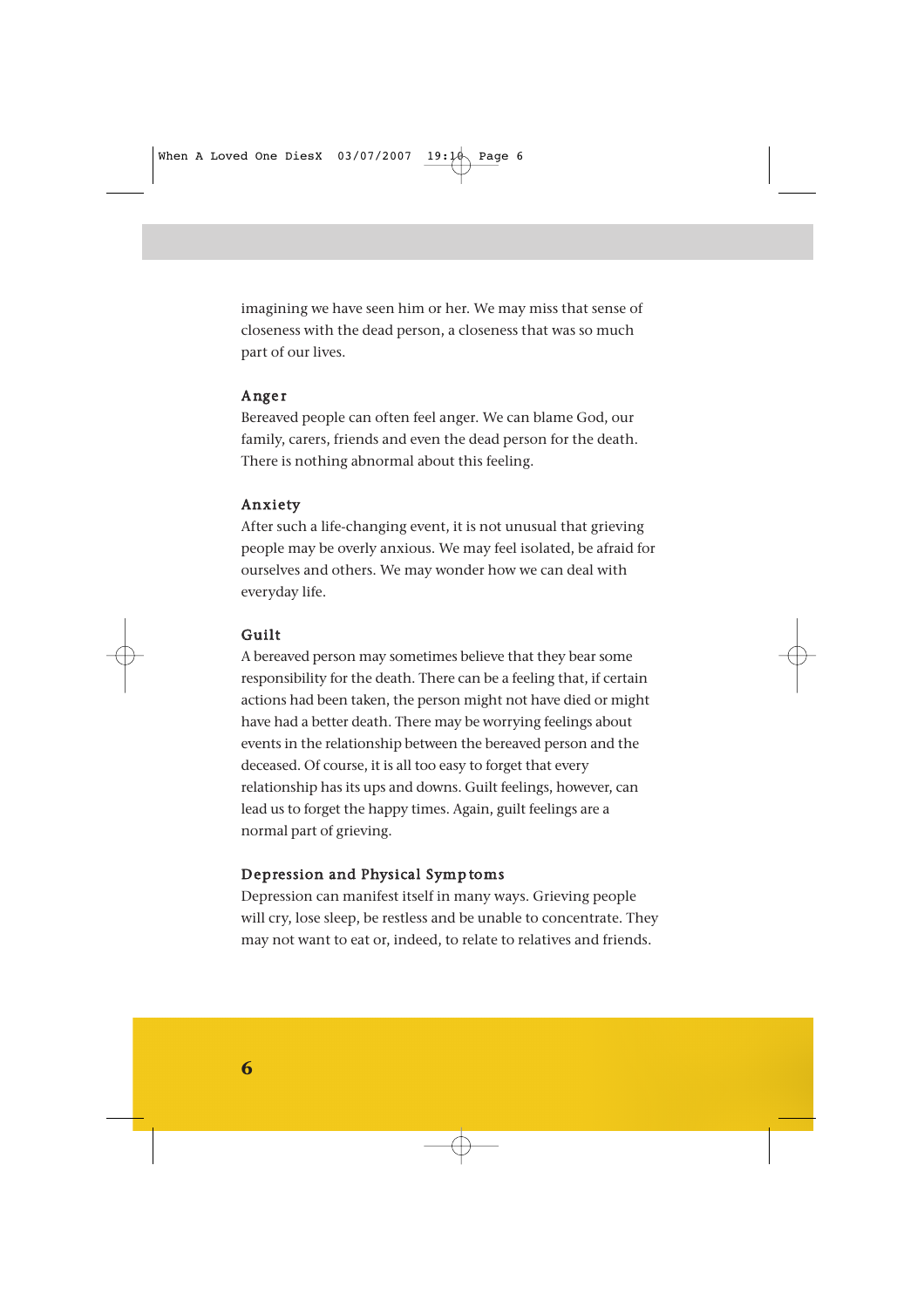imagining we have seen him or her. We may miss that sense of closeness with the dead person, a closeness that was so much part of our lives.

### Anger

Bereaved people can often feel anger. We can blame God, our family, carers, friends and even the dead person for the death. There is nothing abnormal about this feeling.

### Anxiety

After such a life-changing event, it is not unusual that grieving people may be overly anxious. We may feel isolated, be afraid for ourselves and others. We may wonder how we can deal with everyday life.

### Guilt

A bereaved person may sometimes believe that they bear some responsibility for the death. There can be a feeling that, if certain actions had been taken, the person might not have died or might have had a better death. There may be worrying feelings about events in the relationship between the bereaved person and the deceased. Of course, it is all too easy to forget that every relationship has its ups and downs. Guilt feelings, however, can lead us to forget the happy times. Again, guilt feelings are a normal part of grieving.

### Depression and Physical Symptoms

Depression can manifest itself in many ways. Grieving people will cry, lose sleep, be restless and be unable to concentrate. They may not want to eat or, indeed, to relate to relatives and friends.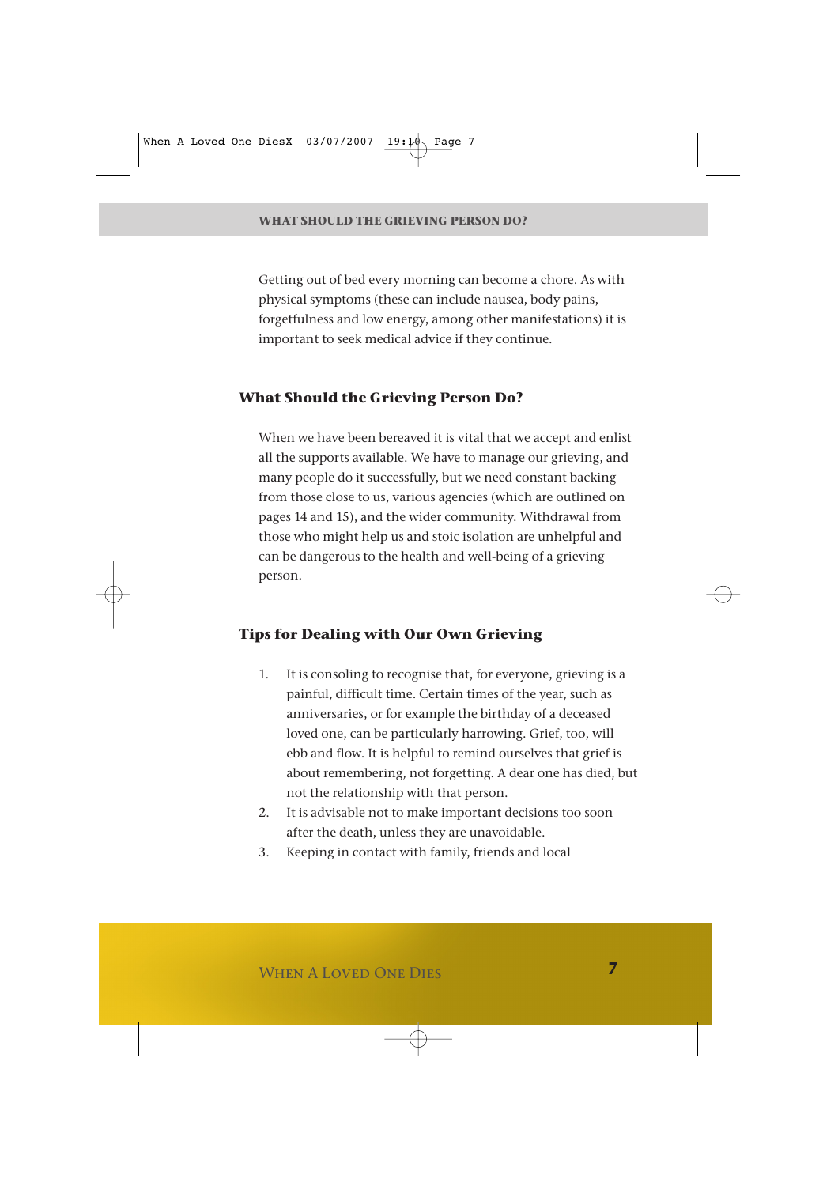Getting out of bed every morning can become a chore. As with physical symptoms (these can include nausea, body pains, forgetfulness and low energy, among other manifestations) it is important to seek medical advice if they continue.

## What Should the Grieving Person Do?

When we have been bereaved it is vital that we accept and enlist all the supports available. We have to manage our grieving, and many people do it successfully, but we need constant backing from those close to us, various agencies (which are outlined on pages 14 and 15), and the wider community. Withdrawal from those who might help us and stoic isolation are unhelpful and can be dangerous to the health and well-being of a grieving person.

## Tips for Dealing with Our Own Grieving

1. It is consoling to recognise that, for everyone, grieving is a painful, difficult time. Certain times of the year, such as anniversaries, or for example the birthday of a deceased loved one, can be particularly harrowing. Grief, too, will ebb and flow. It is helpful to remind ourselves that grief is about remembering, not forgetting. A dear one has died, but not the relationship with that person.
2. It is advisable not to make important decisions too soon after the death, unless they are unavoidable.
3. Keeping in contact with family, friends and local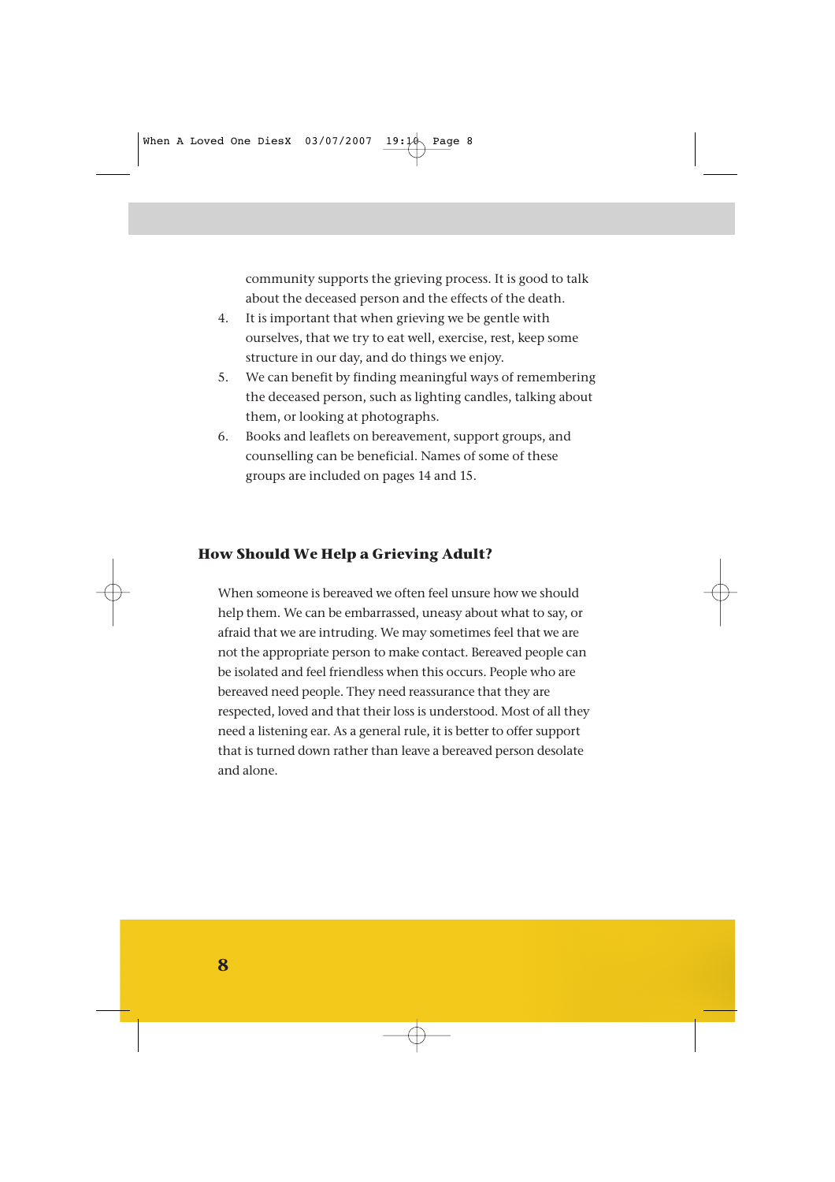community supports the grieving process. It is good to talk about the deceased person and the effects of the death.

4. It is important that when grieving we be gentle with ourselves, that we try to eat well, exercise, rest, keep some structure in our day, and do things we enjoy.
5. We can benefit by finding meaningful ways of remembering the deceased person, such as lighting candles, talking about them, or looking at photographs.
6. Books and leaflets on bereavement, support groups, and counselling can be beneficial. Names of some of these groups are included on pages 14 and 15.

## How Should We Help a Grieving Adult?

When someone is bereaved we often feel unsure how we should help them. We can be embarrassed, uneasy about what to say, or afraid that we are intruding. We may sometimes feel that we are not the appropriate person to make contact. Bereaved people can be isolated and feel friendless when this occurs. People who are bereaved need people. They need reassurance that they are respected, loved and that their loss is understood. Most of all they need a listening ear. As a general rule, it is better to offer support that is turned down rather than leave a bereaved person desolate and alone.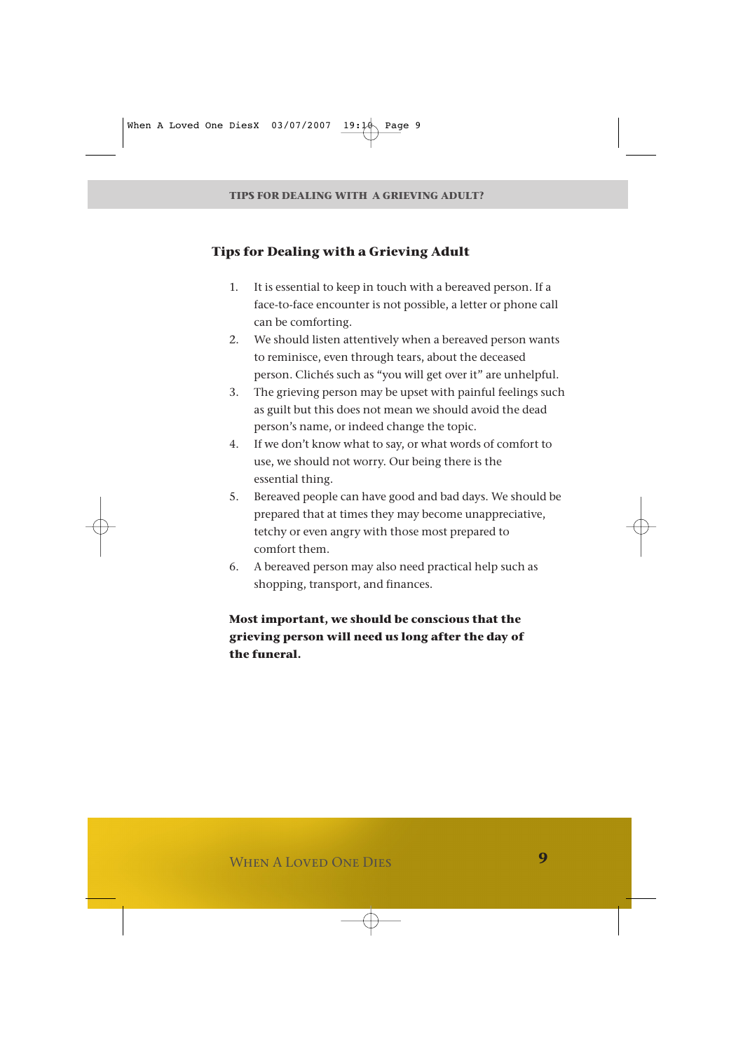## Tips for Dealing with a Grieving Adult

1. It is essential to keep in touch with a bereaved person. If a face-to-face encounter is not possible, a letter or phone call can be comforting.
2. We should listen attentively when a bereaved person wants to reminisce, even through tears, about the deceased person. Clichés such as "you will get over it" are unhelpful.
3. The grieving person may be upset with painful feelings such as guilt but this does not mean we should avoid the dead person's name, or indeed change the topic.
4. If we don't know what to say, or what words of comfort to use, we should not worry. Our being there is the essential thing.
5. Bereaved people can have good and bad days. We should be prepared that at times they may become unappreciative, tetchy or even angry with those most prepared to comfort them.
6. A bereaved person may also need practical help such as shopping, transport, and finances.

**Most important, we should be conscious that the grieving person will need us long after the day of the funeral.**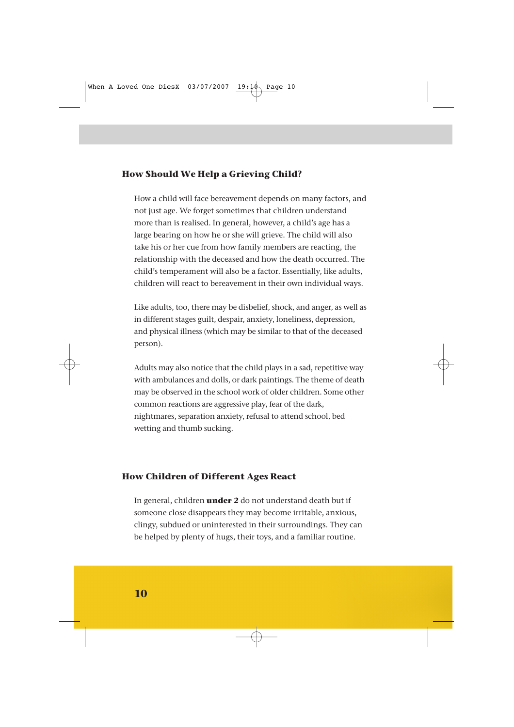## How Should We Help a Grieving Child?

How a child will face bereavement depends on many factors, and not just age. We forget sometimes that children understand more than is realised. In general, however, a child's age has a large bearing on how he or she will grieve. The child will also take his or her cue from how family members are reacting, the relationship with the deceased and how the death occurred. The child's temperament will also be a factor. Essentially, like adults, children will react to bereavement in their own individual ways.

Like adults, too, there may be disbelief, shock, and anger, as well as in different stages guilt, despair, anxiety, loneliness, depression, and physical illness (which may be similar to that of the deceased person).

Adults may also notice that the child plays in a sad, repetitive way with ambulances and dolls, or dark paintings. The theme of death may be observed in the school work of older children. Some other common reactions are aggressive play, fear of the dark, nightmares, separation anxiety, refusal to attend school, bed wetting and thumb sucking.

## How Children of Different Ages React

In general, children **under 2** do not understand death but if someone close disappears they may become irritable, anxious, clingy, subdued or uninterested in their surroundings. They can be helped by plenty of hugs, their toys, and a familiar routine.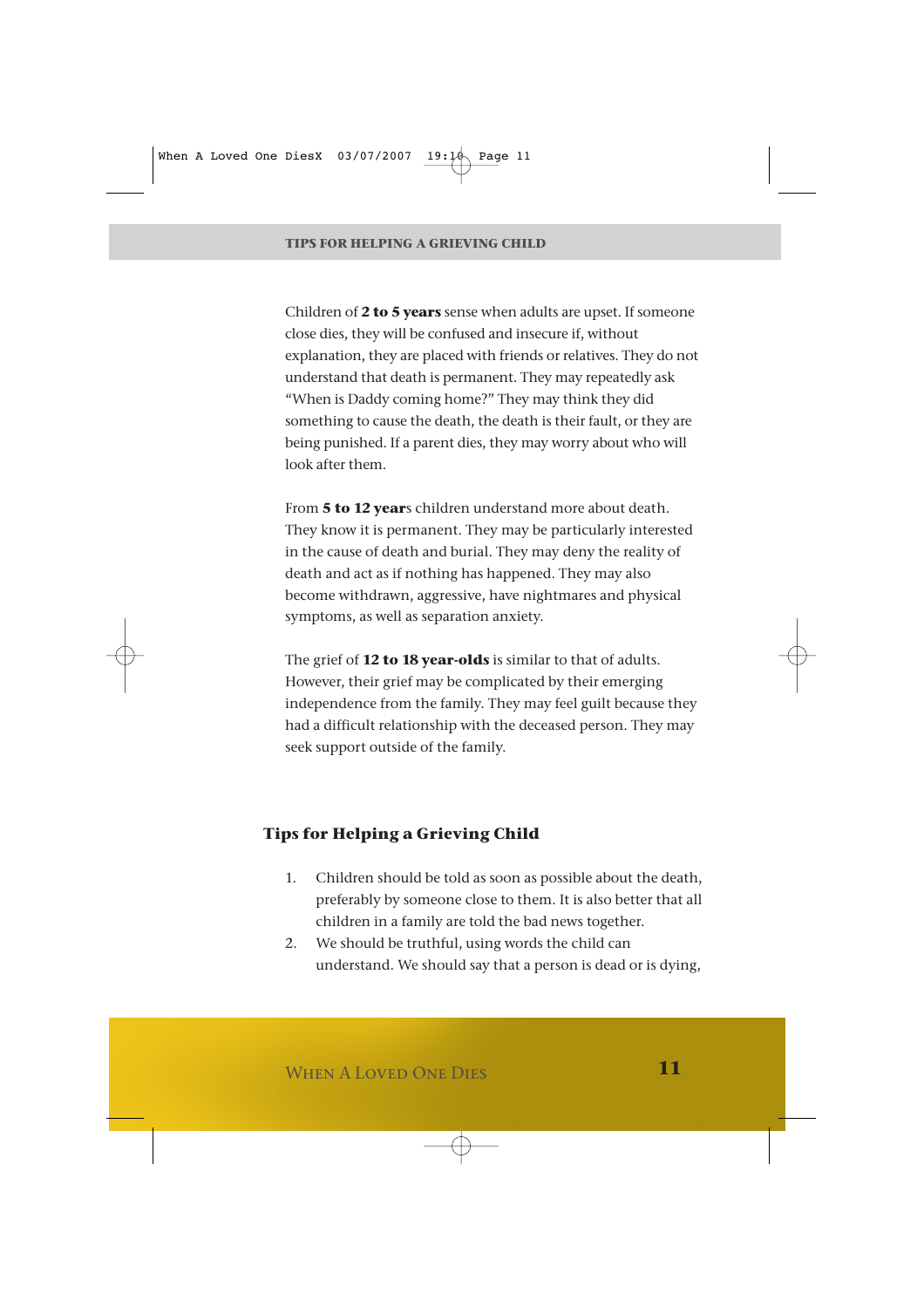Children of **2 to 5 years** sense when adults are upset. If someone close dies, they will be confused and insecure if, without explanation, they are placed with friends or relatives. They do not understand that death is permanent. They may repeatedly ask "When is Daddy coming home?" They may think they did something to cause the death, the death is their fault, or they are being punished. If a parent dies, they may worry about who will look after them.

From **5 to 12 year**s children understand more about death. They know it is permanent. They may be particularly interested in the cause of death and burial. They may deny the reality of death and act as if nothing has happened. They may also become withdrawn, aggressive, have nightmares and physical symptoms, as well as separation anxiety.

The grief of **12 to 18 year-olds** is similar to that of adults. However, their grief may be complicated by their emerging independence from the family. They may feel guilt because they had a difficult relationship with the deceased person. They may seek support outside of the family.

## Tips for Helping a Grieving Child

1. Children should be told as soon as possible about the death, preferably by someone close to them. It is also better that all children in a family are told the bad news together.
2. We should be truthful, using words the child can understand. We should say that a person is dead or is dying,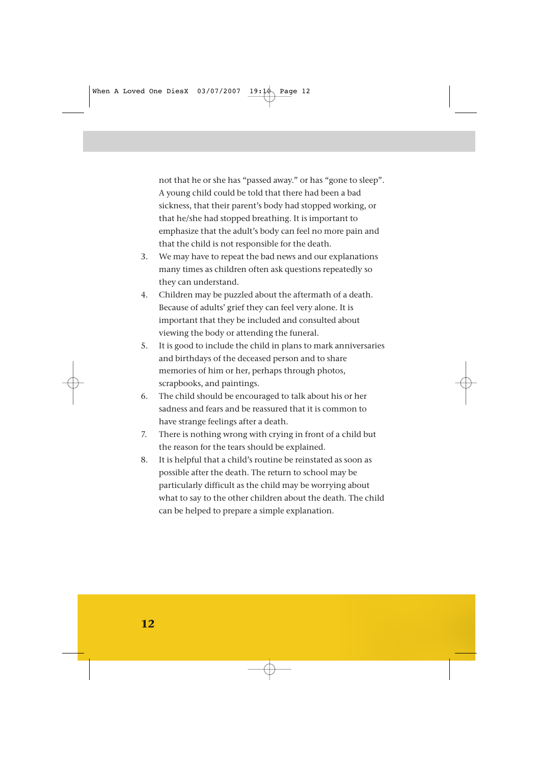not that he or she has "passed away." or has "gone to sleep". A young child could be told that there had been a bad sickness, that their parent's body had stopped working, or that he/she had stopped breathing. It is important to emphasize that the adult's body can feel no more pain and that the child is not responsible for the death.

3. We may have to repeat the bad news and our explanations many times as children often ask questions repeatedly so they can understand.
4. Children may be puzzled about the aftermath of a death. Because of adults' grief they can feel very alone. It is important that they be included and consulted about viewing the body or attending the funeral.
5. It is good to include the child in plans to mark anniversaries and birthdays of the deceased person and to share memories of him or her, perhaps through photos, scrapbooks, and paintings.
6. The child should be encouraged to talk about his or her sadness and fears and be reassured that it is common to have strange feelings after a death.
7. There is nothing wrong with crying in front of a child but the reason for the tears should be explained.
8. It is helpful that a child's routine be reinstated as soon as possible after the death. The return to school may be particularly difficult as the child may be worrying about what to say to the other children about the death. The child can be helped to prepare a simple explanation.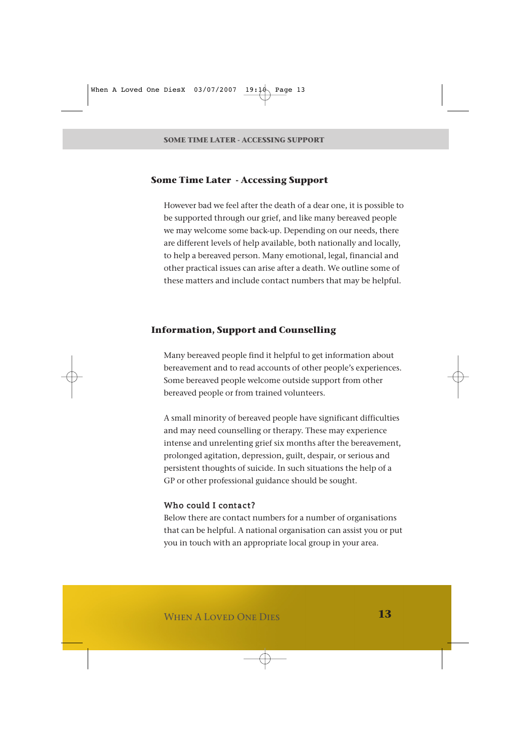## Some Time Later - Accessing Support

However bad we feel after the death of a dear one, it is possible to be supported through our grief, and like many bereaved people we may welcome some back-up. Depending on our needs, there are different levels of help available, both nationally and locally, to help a bereaved person. Many emotional, legal, financial and other practical issues can arise after a death. We outline some of these matters and include contact numbers that may be helpful.

## Information, Support and Counselling

Many bereaved people find it helpful to get information about bereavement and to read accounts of other people's experiences. Some bereaved people welcome outside support from other bereaved people or from trained volunteers.

A small minority of bereaved people have significant difficulties and may need counselling or therapy. These may experience intense and unrelenting grief six months after the bereavement, prolonged agitation, depression, guilt, despair, or serious and persistent thoughts of suicide. In such situations the help of a GP or other professional guidance should be sought.

### Who could I contact?

Below there are contact numbers for a number of organisations that can be helpful. A national organisation can assist you or put you in touch with an appropriate local group in your area.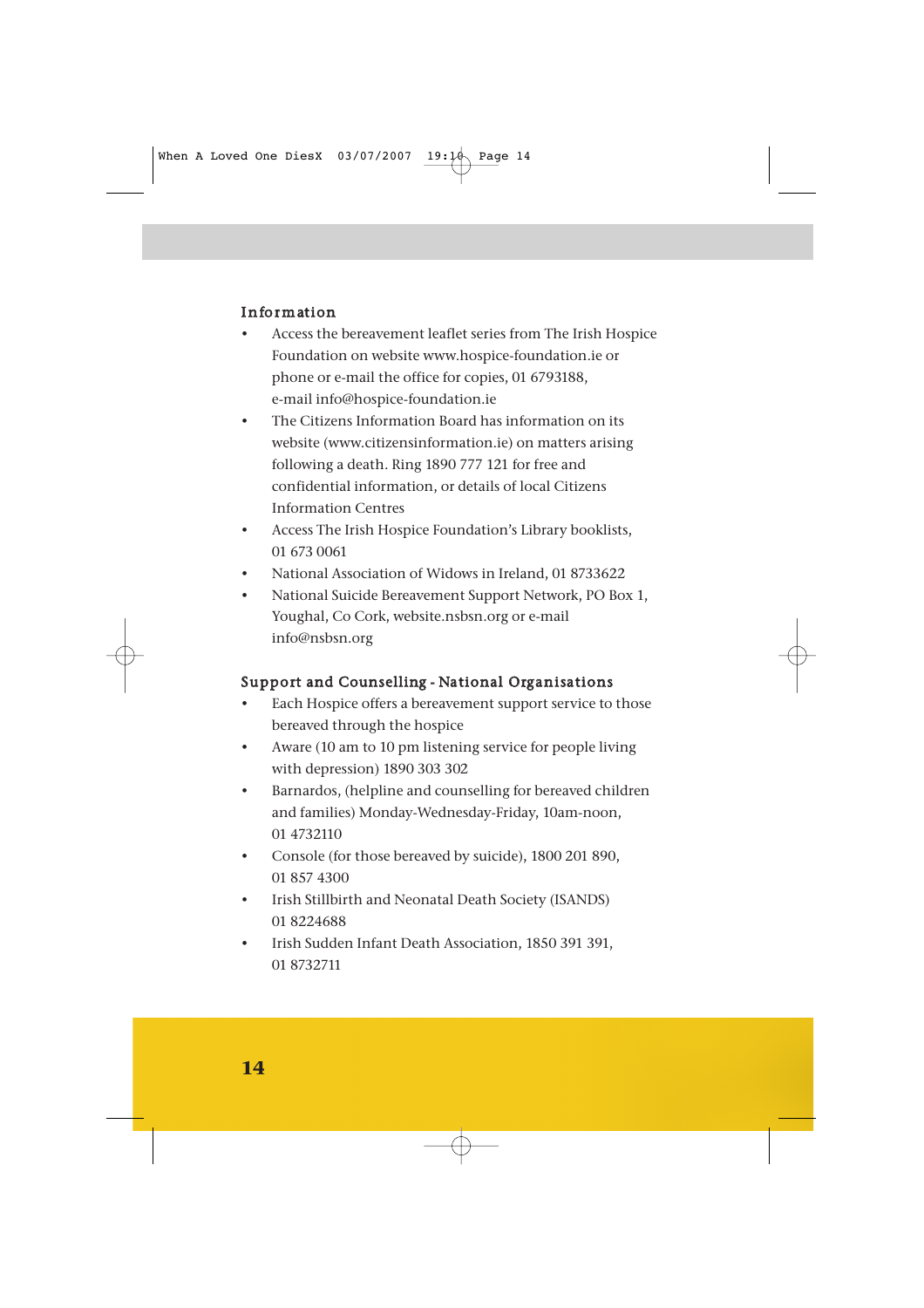## Information

- Access the bereavement leaflet series from The Irish Hospice Foundation on website www.hospice-foundation.ie or phone or e-mail the office for copies, 01 6793188, e-mail info@hospice-foundation.ie
- The Citizens Information Board has information on its website (www.citizensinformation.ie) on matters arising following a death. Ring 1890 777 121 for free and confidential information, or details of local Citizens Information Centres
- Access The Irish Hospice Foundation's Library booklists, 01 673 0061
- National Association of Widows in Ireland, 01 8733622
- National Suicide Bereavement Support Network, PO Box 1, Youghal, Co Cork, website.nsbsn.org or e-mail info@nsbsn.org

## Support and Counselling - National Organisations

- Each Hospice offers a bereavement support service to those bereaved through the hospice
- Aware (10 am to 10 pm listening service for people living with depression) 1890 303 302
- Barnardos, (helpline and counselling for bereaved children and families) Monday-Wednesday-Friday, 10am-noon, 01 4732110
- Console (for those bereaved by suicide), 1800 201 890, 01 857 4300
- Irish Stillbirth and Neonatal Death Society (ISANDS) 01 8224688
- Irish Sudden Infant Death Association, 1850 391 391, 01 8732711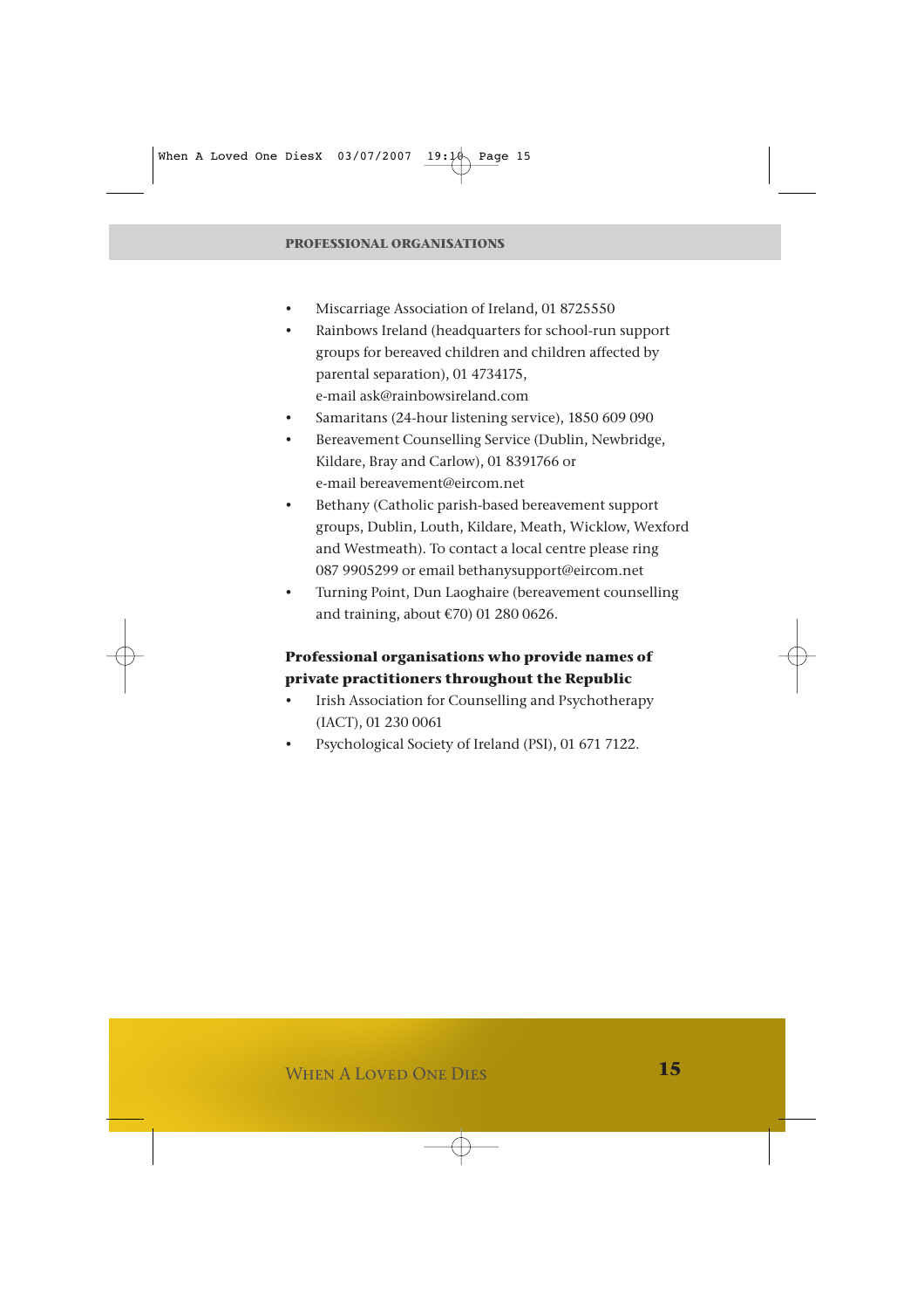- Miscarriage Association of Ireland, 01 8725550
- Rainbows Ireland (headquarters for school-run support groups for bereaved children and children affected by parental separation), 01 4734175, e-mail ask@rainbowsireland.com
- Samaritans (24-hour listening service), 1850 609 090
- Bereavement Counselling Service (Dublin, Newbridge, Kildare, Bray and Carlow), 01 8391766 or e-mail bereavement@eircom.net
- Bethany (Catholic parish-based bereavement support groups, Dublin, Louth, Kildare, Meath, Wicklow, Wexford and Westmeath). To contact a local centre please ring 087 9905299 or email bethanysupport@eircom.net
- Turning Point, Dun Laoghaire (bereavement counselling and training, about €70) 01 280 0626.

**Professional organisations who provide names of private practitioners throughout the Republic**

- Irish Association for Counselling and Psychotherapy (IACT), 01 230 0061
- Psychological Society of Ireland (PSI), 01 671 7122.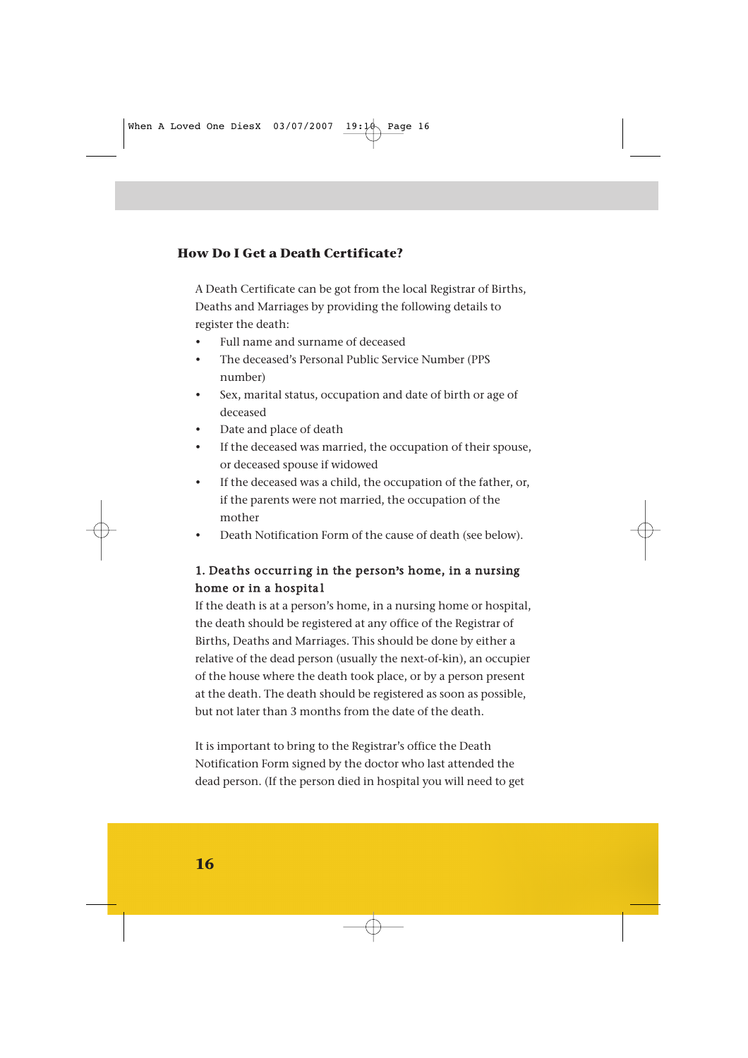## How Do I Get a Death Certificate?

A Death Certificate can be got from the local Registrar of Births, Deaths and Marriages by providing the following details to register the death:

- Full name and surname of deceased
- The deceased's Personal Public Service Number (PPS number)
- Sex, marital status, occupation and date of birth or age of deceased
- Date and place of death
- If the deceased was married, the occupation of their spouse, or deceased spouse if widowed
- If the deceased was a child, the occupation of the father, or, if the parents were not married, the occupation of the mother
- Death Notification Form of the cause of death (see below).

### 1. Deaths occurring in the person's home, in a nursing home or in a hospital

If the death is at a person's home, in a nursing home or hospital, the death should be registered at any office of the Registrar of Births, Deaths and Marriages. This should be done by either a relative of the dead person (usually the next-of-kin), an occupier of the house where the death took place, or by a person present at the death. The death should be registered as soon as possible, but not later than 3 months from the date of the death.

It is important to bring to the Registrar's office the Death Notification Form signed by the doctor who last attended the dead person. (If the person died in hospital you will need to get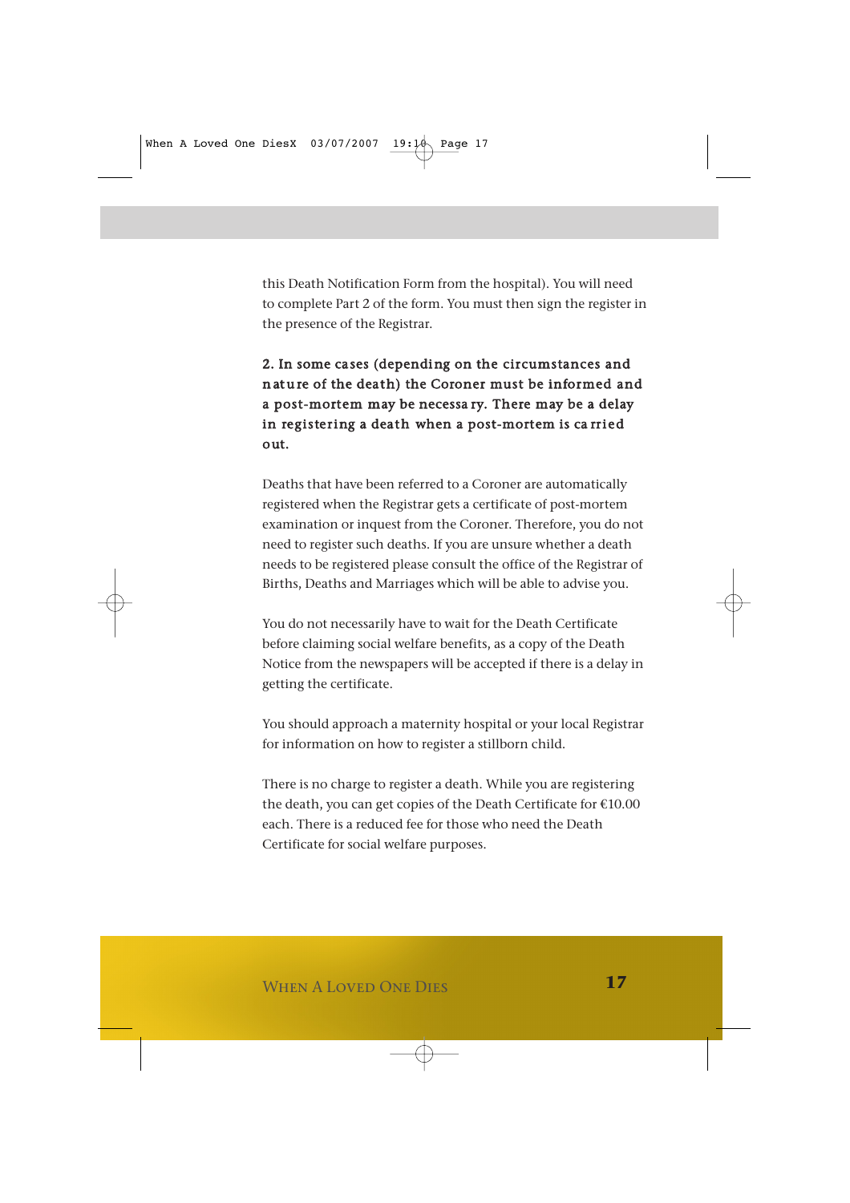this Death Notification Form from the hospital). You will need to complete Part 2 of the form. You must then sign the register in the presence of the Registrar.

**2. In some cases (depending on the circumstances and nature of the death) the Coroner must be informed and a post-mortem may be necessary. There may be a delay in registering a death when a post-mortem is carried out.**

Deaths that have been referred to a Coroner are automatically registered when the Registrar gets a certificate of post-mortem examination or inquest from the Coroner. Therefore, you do not need to register such deaths. If you are unsure whether a death needs to be registered please consult the office of the Registrar of Births, Deaths and Marriages which will be able to advise you.

You do not necessarily have to wait for the Death Certificate before claiming social welfare benefits, as a copy of the Death Notice from the newspapers will be accepted if there is a delay in getting the certificate.

You should approach a maternity hospital or your local Registrar for information on how to register a stillborn child.

There is no charge to register a death. While you are registering the death, you can get copies of the Death Certificate for €10.00 each. There is a reduced fee for those who need the Death Certificate for social welfare purposes.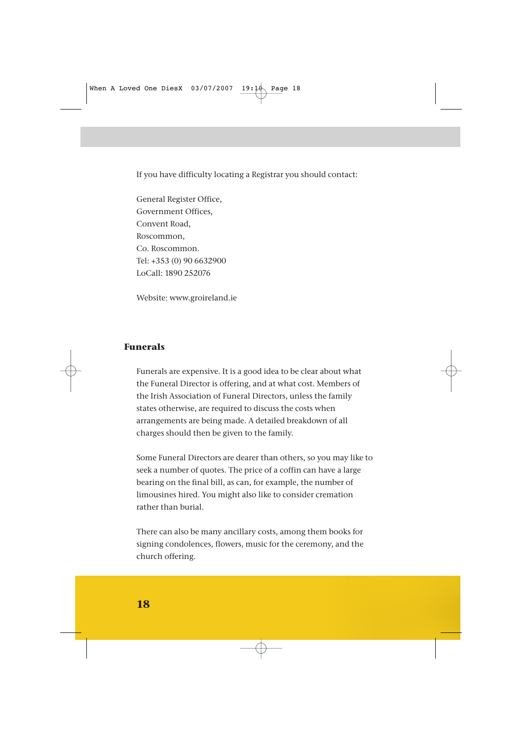If you have difficulty locating a Registrar you should contact:

General Register Office,
Government Offices,
Convent Road,
Roscommon,
Co. Roscommon.
Tel: +353 (0) 90 6632900
LoCall: 1890 252076

Website: www.groireland.ie

## Funerals

Funerals are expensive. It is a good idea to be clear about what the Funeral Director is offering, and at what cost. Members of the Irish Association of Funeral Directors, unless the family states otherwise, are required to discuss the costs when arrangements are being made. A detailed breakdown of all charges should then be given to the family.

Some Funeral Directors are dearer than others, so you may like to seek a number of quotes. The price of a coffin can have a large bearing on the final bill, as can, for example, the number of limousines hired. You might also like to consider cremation rather than burial.

There can also be many ancillary costs, among them books for signing condolences, flowers, music for the ceremony, and the church offering.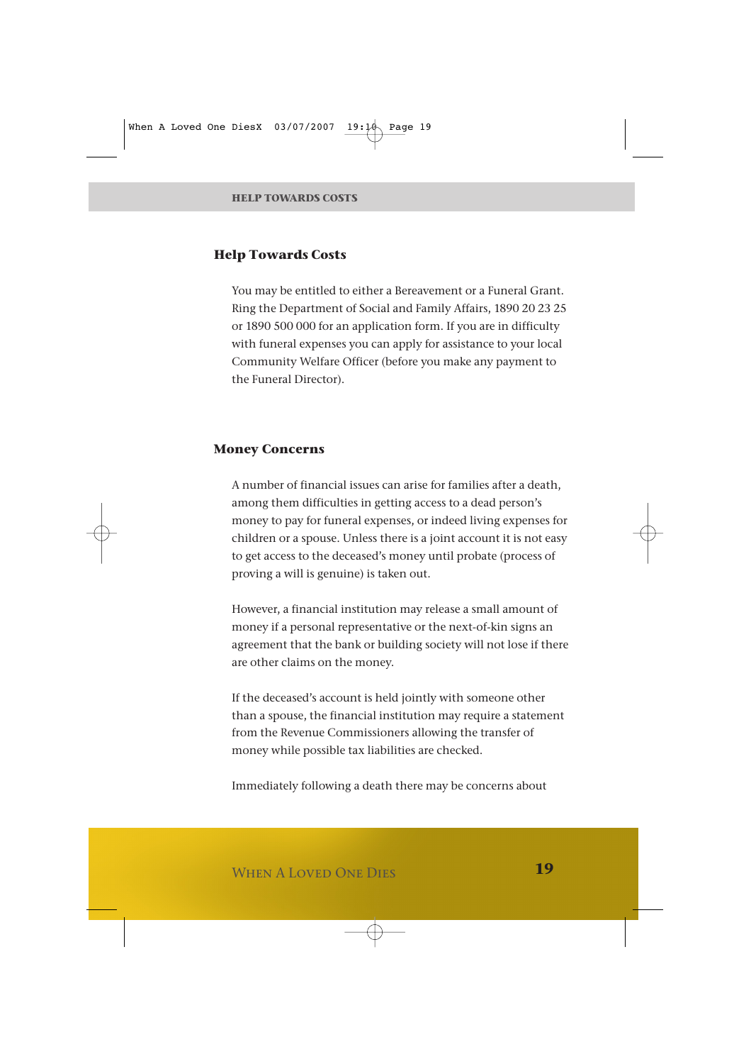## Help Towards Costs

You may be entitled to either a Bereavement or a Funeral Grant. Ring the Department of Social and Family Affairs, 1890 20 23 25 or 1890 500 000 for an application form. If you are in difficulty with funeral expenses you can apply for assistance to your local Community Welfare Officer (before you make any payment to the Funeral Director).

## Money Concerns

A number of financial issues can arise for families after a death, among them difficulties in getting access to a dead person's money to pay for funeral expenses, or indeed living expenses for children or a spouse. Unless there is a joint account it is not easy to get access to the deceased's money until probate (process of proving a will is genuine) is taken out.

However, a financial institution may release a small amount of money if a personal representative or the next-of-kin signs an agreement that the bank or building society will not lose if there are other claims on the money.

If the deceased's account is held jointly with someone other than a spouse, the financial institution may require a statement from the Revenue Commissioners allowing the transfer of money while possible tax liabilities are checked.

Immediately following a death there may be concerns about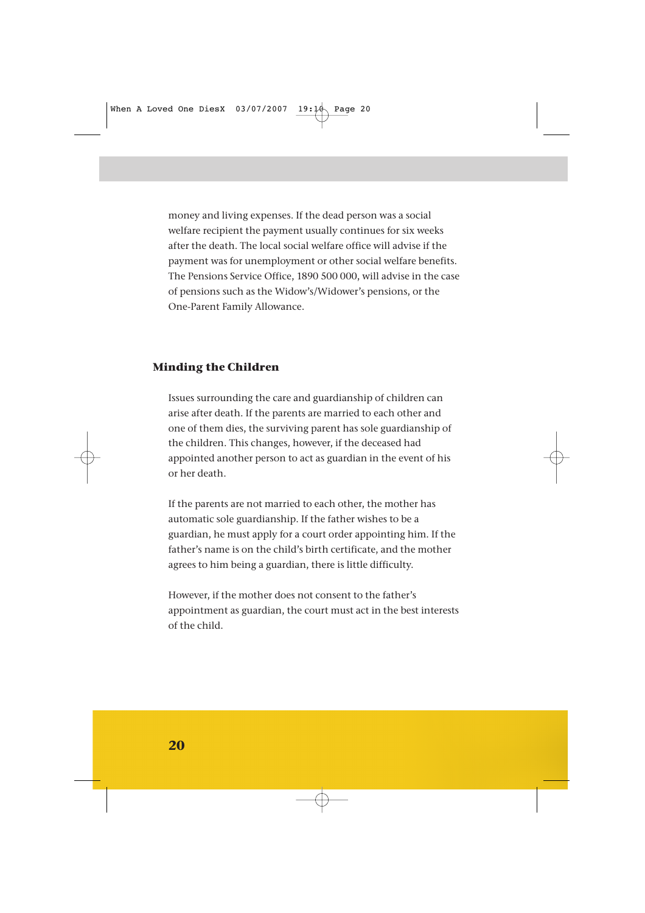money and living expenses. If the dead person was a social welfare recipient the payment usually continues for six weeks after the death. The local social welfare office will advise if the payment was for unemployment or other social welfare benefits. The Pensions Service Office, 1890 500 000, will advise in the case of pensions such as the Widow's/Widower's pensions, or the One-Parent Family Allowance.

## Minding the Children

Issues surrounding the care and guardianship of children can arise after death. If the parents are married to each other and one of them dies, the surviving parent has sole guardianship of the children. This changes, however, if the deceased had appointed another person to act as guardian in the event of his or her death.

If the parents are not married to each other, the mother has automatic sole guardianship. If the father wishes to be a guardian, he must apply for a court order appointing him. If the father's name is on the child's birth certificate, and the mother agrees to him being a guardian, there is little difficulty.

However, if the mother does not consent to the father's appointment as guardian, the court must act in the best interests of the child.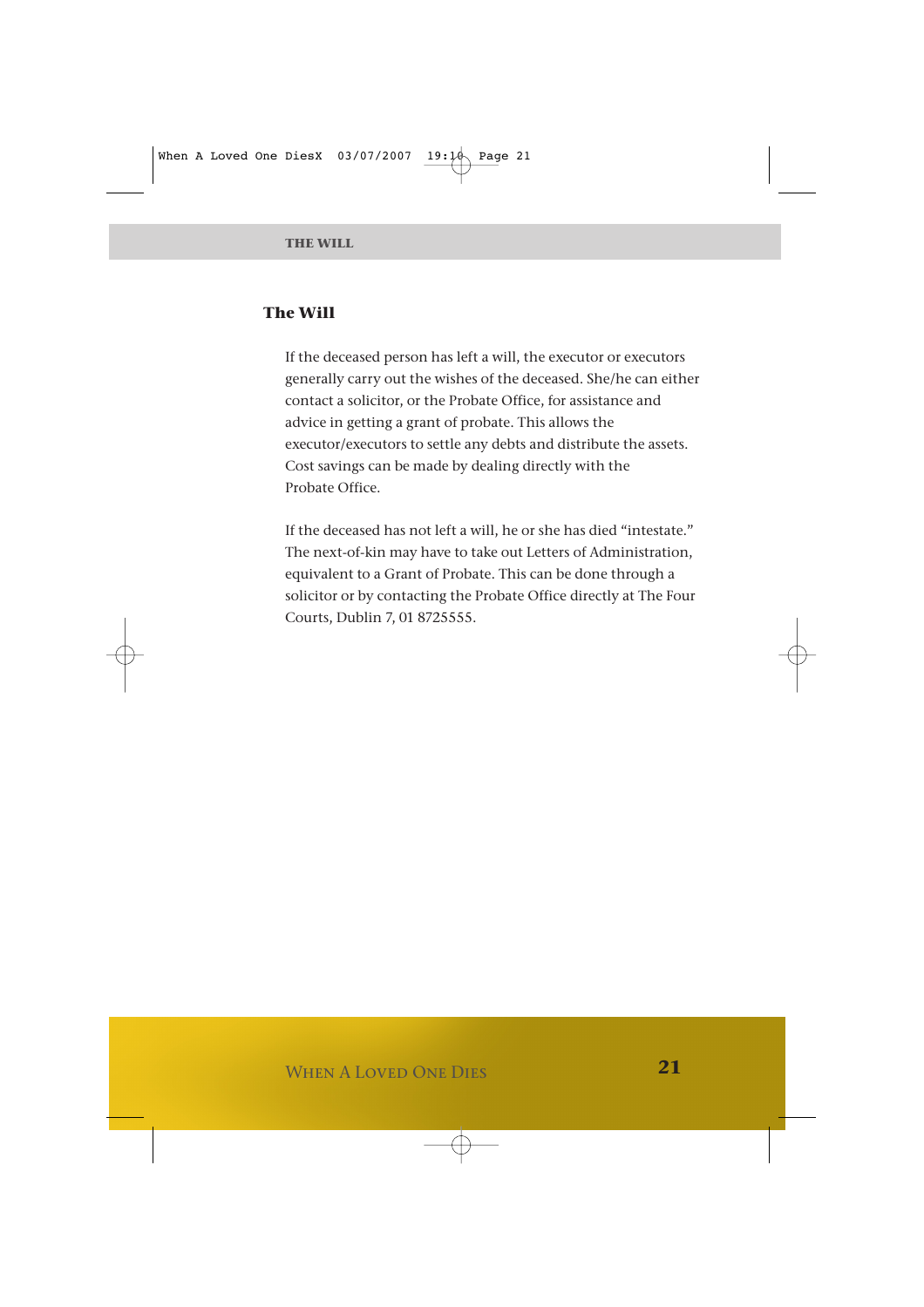## The Will

If the deceased person has left a will, the executor or executors generally carry out the wishes of the deceased. She/he can either contact a solicitor, or the Probate Office, for assistance and advice in getting a grant of probate. This allows the executor/executors to settle any debts and distribute the assets. Cost savings can be made by dealing directly with the Probate Office.

If the deceased has not left a will, he or she has died "intestate." The next-of-kin may have to take out Letters of Administration, equivalent to a Grant of Probate. This can be done through a solicitor or by contacting the Probate Office directly at The Four Courts, Dublin 7, 01 8725555.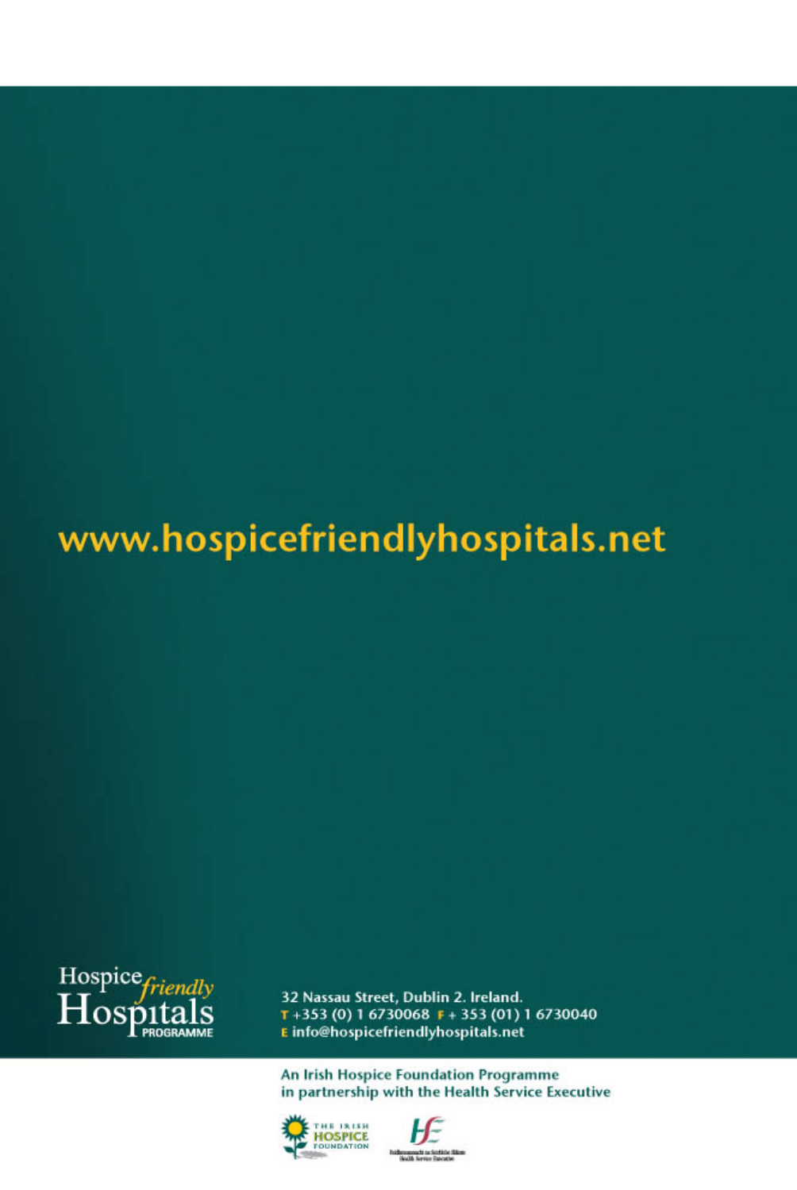www.hospicefriendlyhospitals.net

Hospice *friendly* Hospitals PROGRAMME

32 Nassau Street, Dublin 2. Ireland.
T +353 (0) 1 6730068 F + 353 (01) 1 6730040
E info@hospicefriendlyhospitals.net

An Irish Hospice Foundation Programme
in partnership with the Health Service Executive

THE IRISH HOSPICE FOUNDATION

Feidhmeannacht na Seirbhíse Sláinte
Health Service Executive